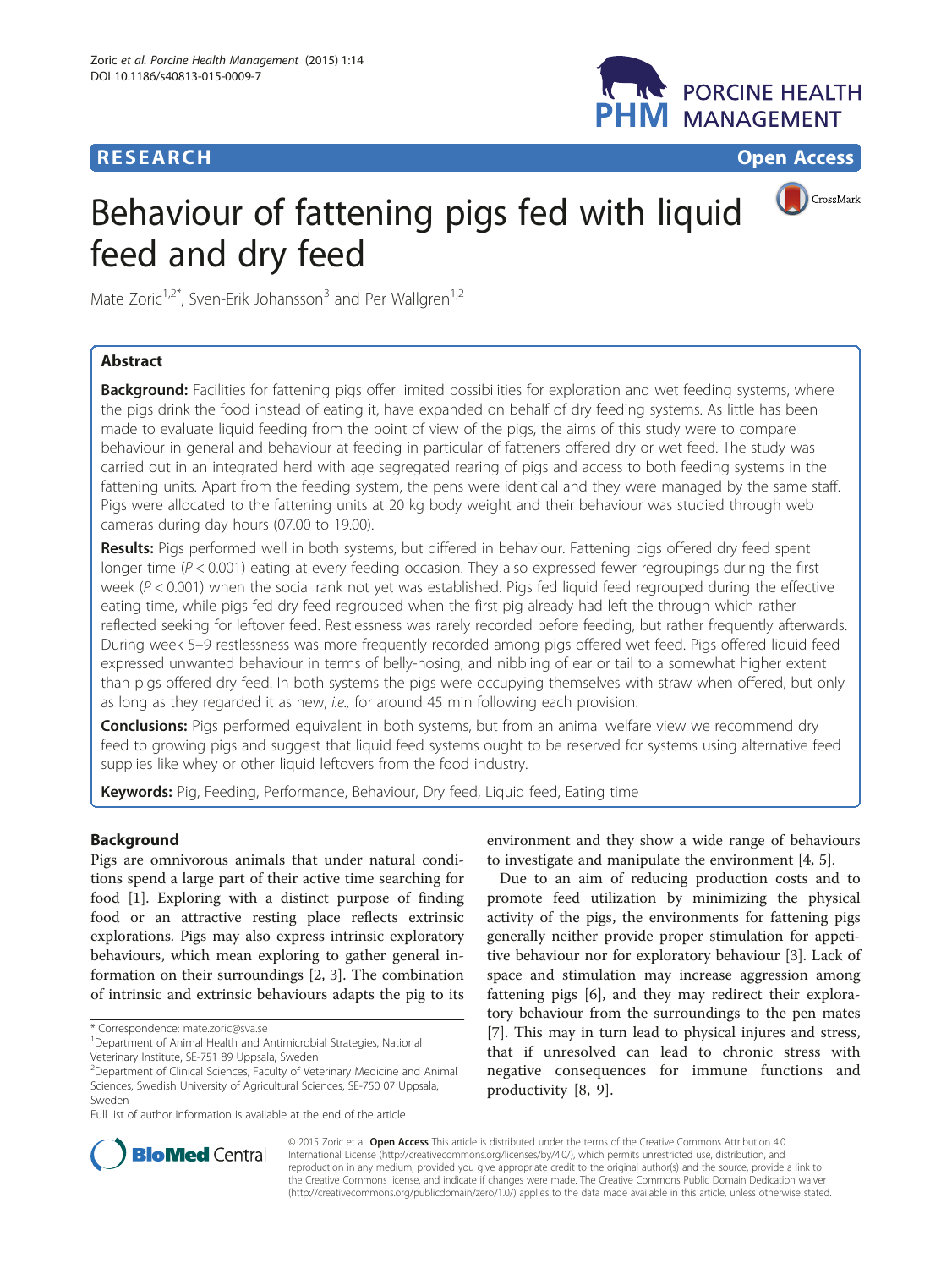**RESEARCH** **Open Access**

# Behaviour of fattening pigs fed with liquid feed and dry feed

Mate Zoric[1,2*], Sven-Erik Johansson[3] and Per Wallgren[1,2]

## Abstract

**Background:** Facilities for fattening pigs offer limited possibilities for exploration and wet feeding systems, where the pigs drink the food instead of eating it, have expanded on behalf of dry feeding systems. As little has been made to evaluate liquid feeding from the point of view of the pigs, the aims of this study were to compare behaviour in general and behaviour at feeding in particular of fatteners offered dry or wet feed. The study was carried out in an integrated herd with age segregated rearing of pigs and access to both feeding systems in the fattening units. Apart from the feeding system, the pens were identical and they were managed by the same staff. Pigs were allocated to the fattening units at 20 kg body weight and their behaviour was studied through web cameras during day hours (07.00 to 19.00).

**Results:** Pigs performed well in both systems, but differed in behaviour. Fattening pigs offered dry feed spent longer time ($P < 0.001$) eating at every feeding occasion. They also expressed fewer regroupings during the first week ($P < 0.001$) when the social rank not yet was established. Pigs fed liquid feed regrouped during the effective eating time, while pigs fed dry feed regrouped when the first pig already had left the through which rather reflected seeking for leftover feed. Restlessness was rarely recorded before feeding, but rather frequently afterwards. During week 5–9 restlessness was more frequently recorded among pigs offered wet feed. Pigs offered liquid feed expressed unwanted behaviour in terms of belly-nosing, and nibbling of ear or tail to a somewhat higher extent than pigs offered dry feed. In both systems the pigs were occupying themselves with straw when offered, but only as long as they regarded it as new, *i.e.,* for around 45 min following each provision.

**Conclusions:** Pigs performed equivalent in both systems, but from an animal welfare view we recommend dry feed to growing pigs and suggest that liquid feed systems ought to be reserved for systems using alternative feed supplies like whey or other liquid leftovers from the food industry.

**Keywords:** Pig, Feeding, Performance, Behaviour, Dry feed, Liquid feed, Eating time

## Background

Pigs are omnivorous animals that under natural conditions spend a large part of their active time searching for food [1]. Exploring with a distinct purpose of finding food or an attractive resting place reflects extrinsic explorations. Pigs may also express intrinsic exploratory behaviours, which mean exploring to gather general information on their surroundings [2, 3]. The combination of intrinsic and extrinsic behaviours adapts the pig to its environment and they show a wide range of behaviours to investigate and manipulate the environment [4, 5].

Due to an aim of reducing production costs and to promote feed utilization by minimizing the physical activity of the pigs, the environments for fattening pigs generally neither provide proper stimulation for appetitive behaviour nor for exploratory behaviour [3]. Lack of space and stimulation may increase aggression among fattening pigs [6], and they may redirect their exploratory behaviour from the surroundings to the pen mates [7]. This may in turn lead to physical injures and stress, that if unresolved can lead to chronic stress with negative consequences for immune functions and productivity [8, 9].

\* Correspondence: mate.zoric@sva.se
[1]Department of Animal Health and Antimicrobial Strategies, National Veterinary Institute, SE-751 89 Uppsala, Sweden
[2]Department of Clinical Sciences, Faculty of Veterinary Medicine and Animal Sciences, Swedish University of Agricultural Sciences, SE-750 07 Uppsala, Sweden
Full list of author information is available at the end of the article

© 2015 Zoric et al. **Open Access** This article is distributed under the terms of the Creative Commons Attribution 4.0 International License (http://creativecommons.org/licenses/by/4.0/), which permits unrestricted use, distribution, and reproduction in any medium, provided you give appropriate credit to the original author(s) and the source, provide a link to the Creative Commons license, and indicate if changes were made. The Creative Commons Public Domain Dedication waiver (http://creativecommons.org/publicdomain/zero/1.0/) applies to the data made available in this article, unless otherwise stated.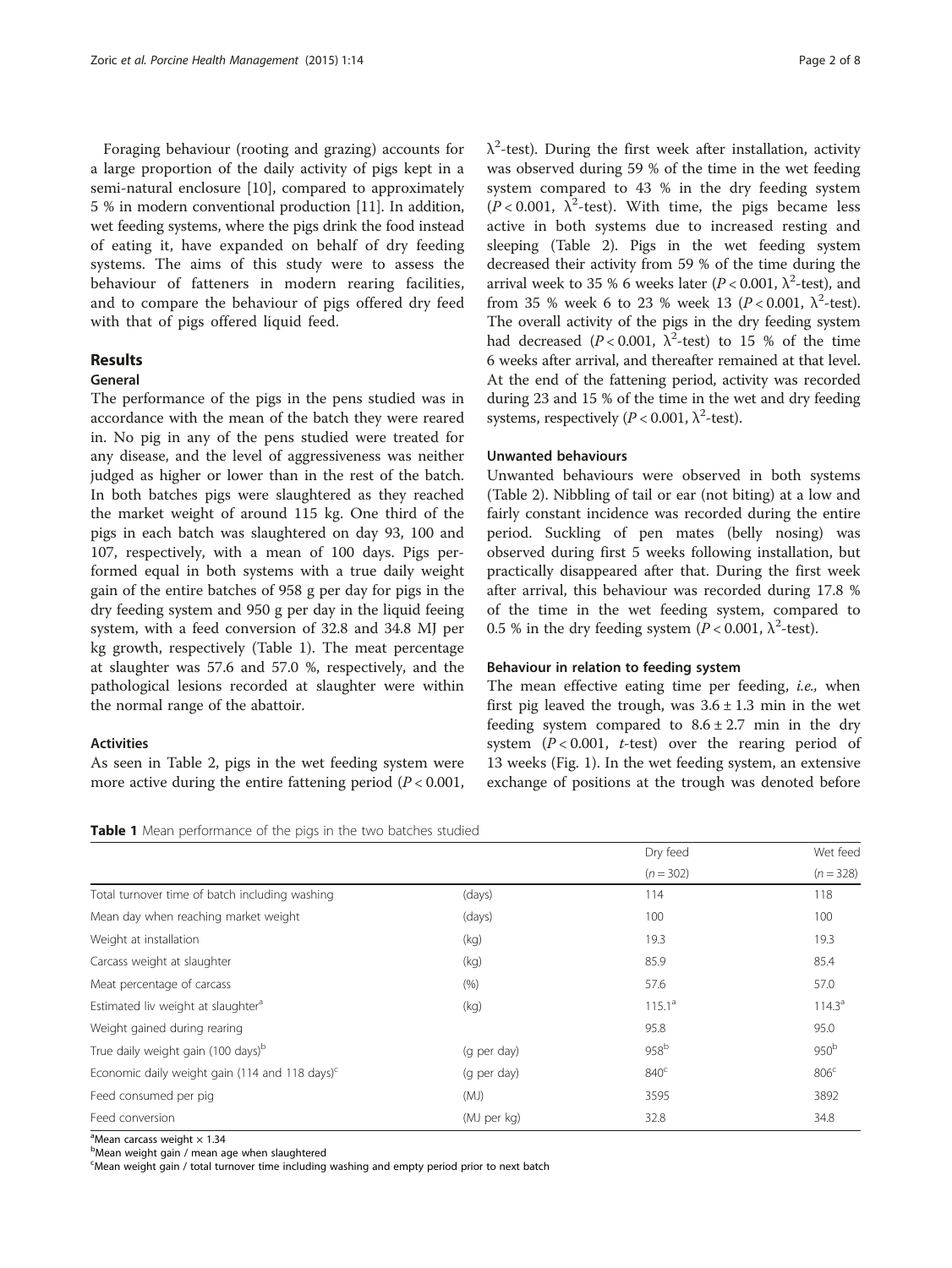Foraging behaviour (rooting and grazing) accounts for a large proportion of the daily activity of pigs kept in a semi-natural enclosure [10], compared to approximately 5 % in modern conventional production [11]. In addition, wet feeding systems, where the pigs drink the food instead of eating it, have expanded on behalf of dry feeding systems. The aims of this study were to assess the behaviour of fatteners in modern rearing facilities, and to compare the behaviour of pigs offered dry feed with that of pigs offered liquid feed.

## Results

### General

The performance of the pigs in the pens studied was in accordance with the mean of the batch they were reared in. No pig in any of the pens studied were treated for any disease, and the level of aggressiveness was neither judged as higher or lower than in the rest of the batch. In both batches pigs were slaughtered as they reached the market weight of around 115 kg. One third of the pigs in each batch was slaughtered on day 93, 100 and 107, respectively, with a mean of 100 days. Pigs performed equal in both systems with a true daily weight gain of the entire batches of 958 g per day for pigs in the dry feeding system and 950 g per day in the liquid feeing system, with a feed conversion of 32.8 and 34.8 MJ per kg growth, respectively (Table 1). The meat percentage at slaughter was 57.6 and 57.0 %, respectively, and the pathological lesions recorded at slaughter were within the normal range of the abattoir.

### Activities

As seen in Table 2, pigs in the wet feeding system were more active during the entire fattening period ($P < 0.001$, $\lambda^2$-test). During the first week after installation, activity was observed during 59 % of the time in the wet feeding system compared to 43 % in the dry feeding system ($P < 0.001$, $\lambda^2$-test). With time, the pigs became less active in both systems due to increased resting and sleeping (Table 2). Pigs in the wet feeding system decreased their activity from 59 % of the time during the arrival week to 35 % 6 weeks later ($P < 0.001$, $\lambda^2$-test), and from 35 % week 6 to 23 % week 13 ($P < 0.001$, $\lambda^2$-test). The overall activity of the pigs in the dry feeding system had decreased ($P < 0.001$, $\lambda^2$-test) to 15 % of the time 6 weeks after arrival, and thereafter remained at that level. At the end of the fattening period, activity was recorded during 23 and 15 % of the time in the wet and dry feeding systems, respectively ($P < 0.001$, $\lambda^2$-test).

### Unwanted behaviours

Unwanted behaviours were observed in both systems (Table 2). Nibbling of tail or ear (not biting) at a low and fairly constant incidence was recorded during the entire period. Suckling of pen mates (belly nosing) was observed during first 5 weeks following installation, but practically disappeared after that. During the first week after arrival, this behaviour was recorded during 17.8 % of the time in the wet feeding system, compared to 0.5 % in the dry feeding system ($P < 0.001$, $\lambda^2$-test).

### Behaviour in relation to feeding system

The mean effective eating time per feeding, *i.e.,* when first pig leaved the trough, was $3.6 \pm 1.3$ min in the wet feeding system compared to $8.6 \pm 2.7$ min in the dry system ($P < 0.001$, *t*-test) over the rearing period of 13 weeks (Fig. 1). In the wet feeding system, an extensive exchange of positions at the trough was denoted before

**Table 1** Mean performance of the pigs in the two batches studied

| | | Dry feed ($n = 302$) | Wet feed ($n = 328$) |
|---|---|---|---|
| Total turnover time of batch including washing | (days) | 114 | 118 |
| Mean day when reaching market weight | (days) | 100 | 100 |
| Weight at installation | (kg) | 19.3 | 19.3 |
| Carcass weight at slaughter | (kg) | 85.9 | 85.4 |
| Meat percentage of carcass | (%) | 57.6 | 57.0 |
| Estimated liv weight at slaughter[a] | (kg) | 115.1[a] | 114.3[a] |
| Weight gained during rearing | | 95.8 | 95.0 |
| True daily weight gain (100 days)[b] | (g per day) | 958[b] | 950[b] |
| Economic daily weight gain (114 and 118 days)[c] | (g per day) | 840[c] | 806[c] |
| Feed consumed per pig | (MJ) | 3595 | 3892 |
| Feed conversion | (MJ per kg) | 32.8 | 34.8 |

[a]Mean carcass weight × 1.34
[b]Mean weight gain / mean age when slaughtered
[c]Mean weight gain / total turnover time including washing and empty period prior to next batch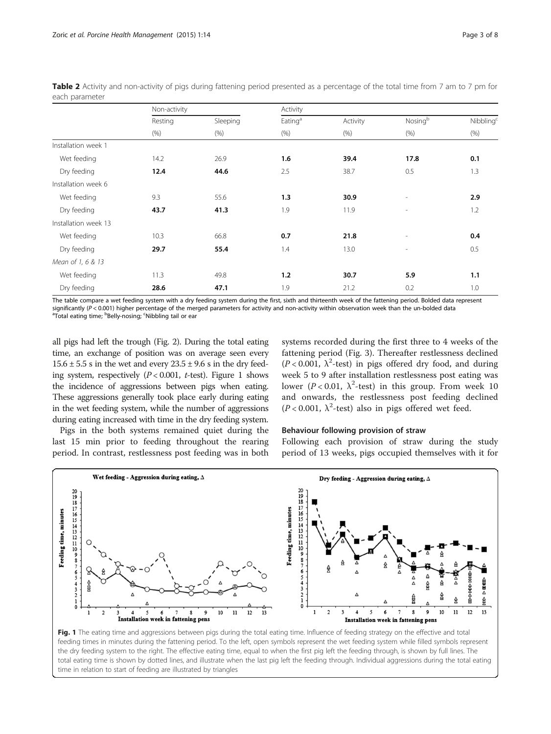**Table 2** Activity and non-activity of pigs during fattening period presented as a percentage of the total time from 7 am to 7 pm for each parameter

| | Non-activity | | Activity | | | |
|---|---|---|---|---|---|---|
| | Resting | Sleeping | Eating[a] | Activity | Nosing[b] | Nibbling[c] |
| | (%) | (%) | (%) | (%) | (%) | (%) |
| Installation week 1 | | | | | | |
| Wet feeding | 14.2 | 26.9 | **1.6** | **39.4** | **17.8** | **0.1** |
| Dry feeding | **12.4** | **44.6** | 2.5 | 38.7 | 0.5 | 1.3 |
| Installation week 6 | | | | | | |
| Wet feeding | 9.3 | 55.6 | **1.3** | **30.9** | - | **2.9** |
| Dry feeding | **43.7** | **41.3** | 1.9 | 11.9 | - | 1.2 |
| Installation week 13 | | | | | | |
| Wet feeding | 10.3 | 66.8 | **0.7** | **21.8** | - | **0.4** |
| Dry feeding | **29.7** | **55.4** | 1.4 | 13.0 | - | 0.5 |
| *Mean of 1, 6 & 13* | | | | | | |
| Wet feeding | 11.3 | 49.8 | **1.2** | **30.7** | **5.9** | **1.1** |
| Dry feeding | **28.6** | **47.1** | 1.9 | 21.2 | 0.2 | 1.0 |

The table compare a wet feeding system with a dry feeding system during the first, sixth and thirteenth week of the fattening period. Bolded data represent significantly ($P < 0.001$) higher percentage of the merged parameters for activity and non-activity within observation week than the un-bolded data
[a]Total eating time; [b]Belly-nosing; [c]Nibbling tail or ear

all pigs had left the trough (Fig. 2). During the total eating time, an exchange of position was on average seen every 15.6 ± 5.5 s in the wet and every 23.5 ± 9.6 s in the dry feeding system, respectively ($P < 0.001$, *t*-test). Figure 1 shows the incidence of aggressions between pigs when eating. These aggressions generally took place early during eating in the wet feeding system, while the number of aggressions during eating increased with time in the dry feeding system.

Pigs in the both systems remained quiet during the last 15 min prior to feeding throughout the rearing period. In contrast, restlessness post feeding was in both systems recorded during the first three to 4 weeks of the fattening period (Fig. 3). Thereafter restlessness declined ($P < 0.001$, $\lambda^2$-test) in pigs offered dry food, and during week 5 to 9 after installation restlessness post eating was lower ($P < 0.01$, $\lambda^2$-test) in this group. From week 10 and onwards, the restlessness post feeding declined ($P < 0.001$, $\lambda^2$-test) also in pigs offered wet feed.

### Behaviour following provision of straw

Following each provision of straw during the study period of 13 weeks, pigs occupied themselves with it for

**Fig. 1** The eating time and aggressions between pigs during the total eating time. Influence of feeding strategy on the effective and total feeding times in minutes during the fattening period. To the left, open symbols represent the wet feeding system while filled symbols represent the dry feeding system to the right. The effective eating time, equal to when the first pig left the feeding through, is shown by full lines. The total eating time is shown by dotted lines, and illustrate when the last pig left the feeding through. Individual aggressions during the total eating time in relation to start of feeding are illustrated by triangles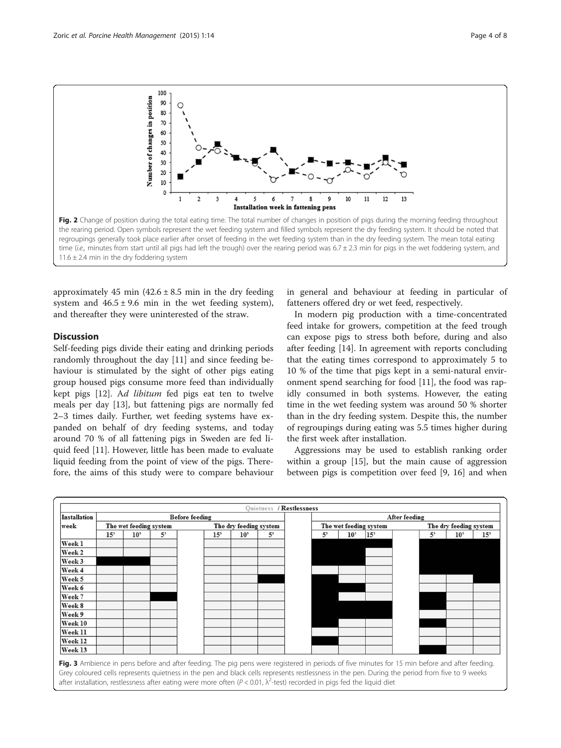**Fig. 2** Change of position during the total eating time. The total number of changes in position of pigs during the morning feeding throughout the rearing period. Open symbols represent the wet feeding system and filled symbols represent the dry feeding system. It should be noted that regroupings generally took place earlier after onset of feeding in the wet feeding system than in the dry feeding system. The mean total eating time (*i.e.,* minutes from start until all pigs had left the trough) over the rearing period was 6.7 ± 2.3 min for pigs in the wet foddering system, and 11.6 ± 2.4 min in the dry foddering system

approximately 45 min (42.6 ± 8.5 min in the dry feeding system and 46.5 ± 9.6 min in the wet feeding system), and thereafter they were uninterested of the straw.

## Discussion

Self-feeding pigs divide their eating and drinking periods randomly throughout the day [11] and since feeding behaviour is stimulated by the sight of other pigs eating group housed pigs consume more feed than individually kept pigs [12]. A*d libitum* fed pigs eat ten to twelve meals per day [13], but fattening pigs are normally fed 2–3 times daily. Further, wet feeding systems have expanded on behalf of dry feeding systems, and today around 70 % of all fattening pigs in Sweden are fed liquid feed [11]. However, little has been made to evaluate liquid feeding from the point of view of the pigs. Therefore, the aims of this study were to compare behaviour in general and behaviour at feeding in particular of fatteners offered dry or wet feed, respectively.

In modern pig production with a time-concentrated feed intake for growers, competition at the feed trough can expose pigs to stress both before, during and also after feeding [14]. In agreement with reports concluding that the eating times correspond to approximately 5 to 10 % of the time that pigs kept in a semi-natural environment spend searching for food [11], the food was rapidly consumed in both systems. However, the eating time in the wet feeding system was around 50 % shorter than in the dry feeding system. Despite this, the number of regroupings during eating was 5.5 times higher during the first week after installation.

Aggressions may be used to establish ranking order within a group [15], but the main cause of aggression between pigs is competition over feed [9, 16] and when

**Fig. 3** Ambience in pens before and after feeding. The pig pens were registered in periods of five minutes for 15 min before and after feeding. Grey coloured cells represents quietness in the pen and black cells represents restlessness in the pen. During the period from five to 9 weeks after installation, restlessness after eating were more often ($P < 0.01$, $\chi^2$-test) recorded in pigs fed the liquid diet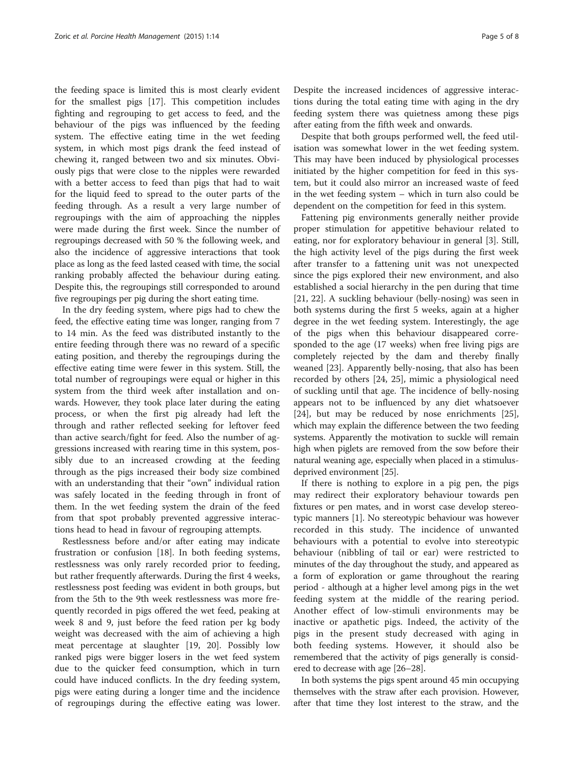the feeding space is limited this is most clearly evident for the smallest pigs [17]. This competition includes fighting and regrouping to get access to feed, and the behaviour of the pigs was influenced by the feeding system. The effective eating time in the wet feeding system, in which most pigs drank the feed instead of chewing it, ranged between two and six minutes. Obviously pigs that were close to the nipples were rewarded with a better access to feed than pigs that had to wait for the liquid feed to spread to the outer parts of the feeding through. As a result a very large number of regroupings with the aim of approaching the nipples were made during the first week. Since the number of regroupings decreased with 50 % the following week, and also the incidence of aggressive interactions that took place as long as the feed lasted ceased with time, the social ranking probably affected the behaviour during eating. Despite this, the regroupings still corresponded to around five regroupings per pig during the short eating time.

In the dry feeding system, where pigs had to chew the feed, the effective eating time was longer, ranging from 7 to 14 min. As the feed was distributed instantly to the entire feeding through there was no reward of a specific eating position, and thereby the regroupings during the effective eating time were fewer in this system. Still, the total number of regroupings were equal or higher in this system from the third week after installation and onwards. However, they took place later during the eating process, or when the first pig already had left the through and rather reflected seeking for leftover feed than active search/fight for feed. Also the number of aggressions increased with rearing time in this system, possibly due to an increased crowding at the feeding through as the pigs increased their body size combined with an understanding that their "own" individual ration was safely located in the feeding through in front of them. In the wet feeding system the drain of the feed from that spot probably prevented aggressive interactions head to head in favour of regrouping attempts.

Restlessness before and/or after eating may indicate frustration or confusion [18]. In both feeding systems, restlessness was only rarely recorded prior to feeding, but rather frequently afterwards. During the first 4 weeks, restlessness post feeding was evident in both groups, but from the 5th to the 9th week restlessness was more frequently recorded in pigs offered the wet feed, peaking at week 8 and 9, just before the feed ration per kg body weight was decreased with the aim of achieving a high meat percentage at slaughter [19, 20]. Possibly low ranked pigs were bigger losers in the wet feed system due to the quicker feed consumption, which in turn could have induced conflicts. In the dry feeding system, pigs were eating during a longer time and the incidence of regroupings during the effective eating was lower. Despite the increased incidences of aggressive interactions during the total eating time with aging in the dry feeding system there was quietness among these pigs after eating from the fifth week and onwards.

Despite that both groups performed well, the feed utilisation was somewhat lower in the wet feeding system. This may have been induced by physiological processes initiated by the higher competition for feed in this system, but it could also mirror an increased waste of feed in the wet feeding system – which in turn also could be dependent on the competition for feed in this system.

Fattening pig environments generally neither provide proper stimulation for appetitive behaviour related to eating, nor for exploratory behaviour in general [3]. Still, the high activity level of the pigs during the first week after transfer to a fattening unit was not unexpected since the pigs explored their new environment, and also established a social hierarchy in the pen during that time [21, 22]. A suckling behaviour (belly-nosing) was seen in both systems during the first 5 weeks, again at a higher degree in the wet feeding system. Interestingly, the age of the pigs when this behaviour disappeared corresponded to the age (17 weeks) when free living pigs are completely rejected by the dam and thereby finally weaned [23]. Apparently belly-nosing, that also has been recorded by others [24, 25], mimic a physiological need of suckling until that age. The incidence of belly-nosing appears not to be influenced by any diet whatsoever [24], but may be reduced by nose enrichments [25], which may explain the difference between the two feeding systems. Apparently the motivation to suckle will remain high when piglets are removed from the sow before their natural weaning age, especially when placed in a stimulus-deprived environment [25].

If there is nothing to explore in a pig pen, the pigs may redirect their exploratory behaviour towards pen fixtures or pen mates, and in worst case develop stereotypic manners [1]. No stereotypic behaviour was however recorded in this study. The incidence of unwanted behaviours with a potential to evolve into stereotypic behaviour (nibbling of tail or ear) were restricted to minutes of the day throughout the study, and appeared as a form of exploration or game throughout the rearing period - although at a higher level among pigs in the wet feeding system at the middle of the rearing period. Another effect of low-stimuli environments may be inactive or apathetic pigs. Indeed, the activity of the pigs in the present study decreased with aging in both feeding systems. However, it should also be remembered that the activity of pigs generally is considered to decrease with age [26–28].

In both systems the pigs spent around 45 min occupying themselves with the straw after each provision. However, after that time they lost interest to the straw, and the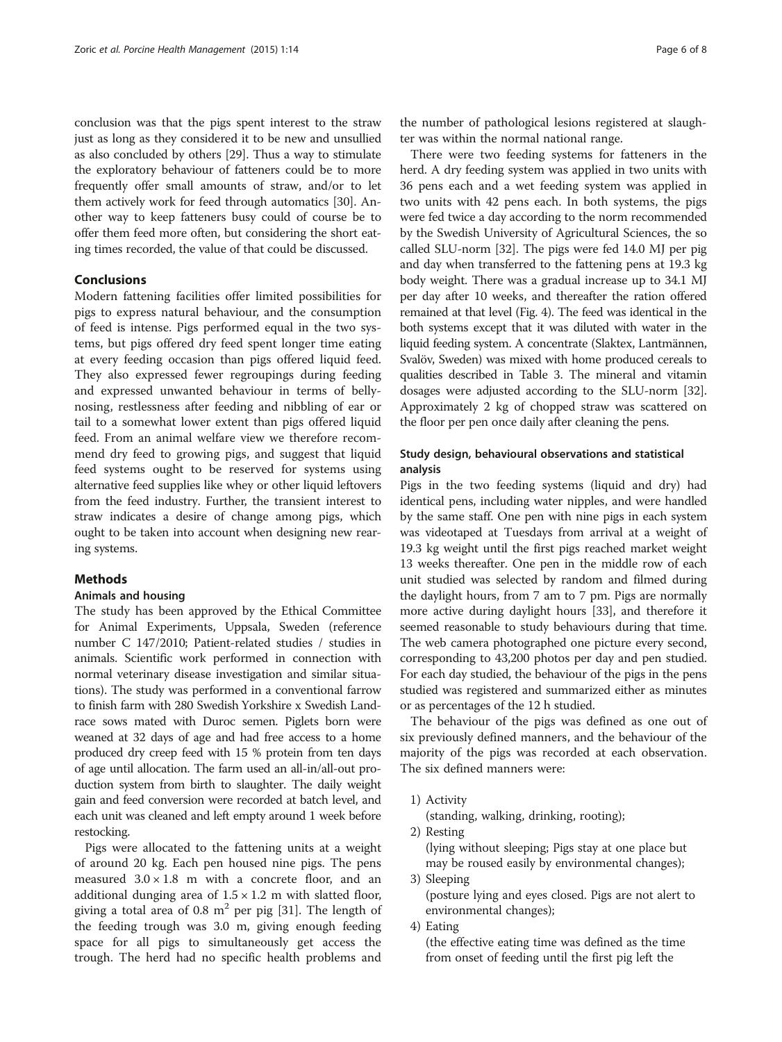conclusion was that the pigs spent interest to the straw just as long as they considered it to be new and unsullied as also concluded by others [29]. Thus a way to stimulate the exploratory behaviour of fatteners could be to more frequently offer small amounts of straw, and/or to let them actively work for feed through automatics [30]. Another way to keep fatteners busy could of course be to offer them feed more often, but considering the short eating times recorded, the value of that could be discussed.

## Conclusions

Modern fattening facilities offer limited possibilities for pigs to express natural behaviour, and the consumption of feed is intense. Pigs performed equal in the two systems, but pigs offered dry feed spent longer time eating at every feeding occasion than pigs offered liquid feed. They also expressed fewer regroupings during feeding and expressed unwanted behaviour in terms of belly-nosing, restlessness after feeding and nibbling of ear or tail to a somewhat lower extent than pigs offered liquid feed. From an animal welfare view we therefore recommend dry feed to growing pigs, and suggest that liquid feed systems ought to be reserved for systems using alternative feed supplies like whey or other liquid leftovers from the feed industry. Further, the transient interest to straw indicates a desire of change among pigs, which ought to be taken into account when designing new rearing systems.

## Methods

### Animals and housing

The study has been approved by the Ethical Committee for Animal Experiments, Uppsala, Sweden (reference number C 147/2010; Patient-related studies / studies in animals. Scientific work performed in connection with normal veterinary disease investigation and similar situations). The study was performed in a conventional farrow to finish farm with 280 Swedish Yorkshire x Swedish Landrace sows mated with Duroc semen. Piglets born were weaned at 32 days of age and had free access to a home produced dry creep feed with 15 % protein from ten days of age until allocation. The farm used an all-in/all-out production system from birth to slaughter. The daily weight gain and feed conversion were recorded at batch level, and each unit was cleaned and left empty around 1 week before restocking.

Pigs were allocated to the fattening units at a weight of around 20 kg. Each pen housed nine pigs. The pens measured $3.0 \times 1.8$ m with a concrete floor, and an additional dunging area of $1.5 \times 1.2$ m with slatted floor, giving a total area of 0.8 $m^2$ per pig [31]. The length of the feeding trough was 3.0 m, giving enough feeding space for all pigs to simultaneously get access the trough. The herd had no specific health problems and the number of pathological lesions registered at slaughter was within the normal national range.

There were two feeding systems for fatteners in the herd. A dry feeding system was applied in two units with 36 pens each and a wet feeding system was applied in two units with 42 pens each. In both systems, the pigs were fed twice a day according to the norm recommended by the Swedish University of Agricultural Sciences, the so called SLU-norm [32]. The pigs were fed 14.0 MJ per pig and day when transferred to the fattening pens at 19.3 kg body weight. There was a gradual increase up to 34.1 MJ per day after 10 weeks, and thereafter the ration offered remained at that level (Fig. 4). The feed was identical in the both systems except that it was diluted with water in the liquid feeding system. A concentrate (Slaktex, Lantmännen, Svalöv, Sweden) was mixed with home produced cereals to qualities described in Table 3. The mineral and vitamin dosages were adjusted according to the SLU-norm [32]. Approximately 2 kg of chopped straw was scattered on the floor per pen once daily after cleaning the pens.

### Study design, behavioural observations and statistical analysis

Pigs in the two feeding systems (liquid and dry) had identical pens, including water nipples, and were handled by the same staff. One pen with nine pigs in each system was videotaped at Tuesdays from arrival at a weight of 19.3 kg weight until the first pigs reached market weight 13 weeks thereafter. One pen in the middle row of each unit studied was selected by random and filmed during the daylight hours, from 7 am to 7 pm. Pigs are normally more active during daylight hours [33], and therefore it seemed reasonable to study behaviours during that time. The web camera photographed one picture every second, corresponding to 43,200 photos per day and pen studied. For each day studied, the behaviour of the pigs in the pens studied was registered and summarized either as minutes or as percentages of the 12 h studied.

The behaviour of the pigs was defined as one out of six previously defined manners, and the behaviour of the majority of the pigs was recorded at each observation. The six defined manners were:

1) Activity
   (standing, walking, drinking, rooting);
2) Resting
   (lying without sleeping; Pigs stay at one place but may be roused easily by environmental changes);
3) Sleeping
   (posture lying and eyes closed. Pigs are not alert to environmental changes);
4) Eating
   (the effective eating time was defined as the time from onset of feeding until the first pig left the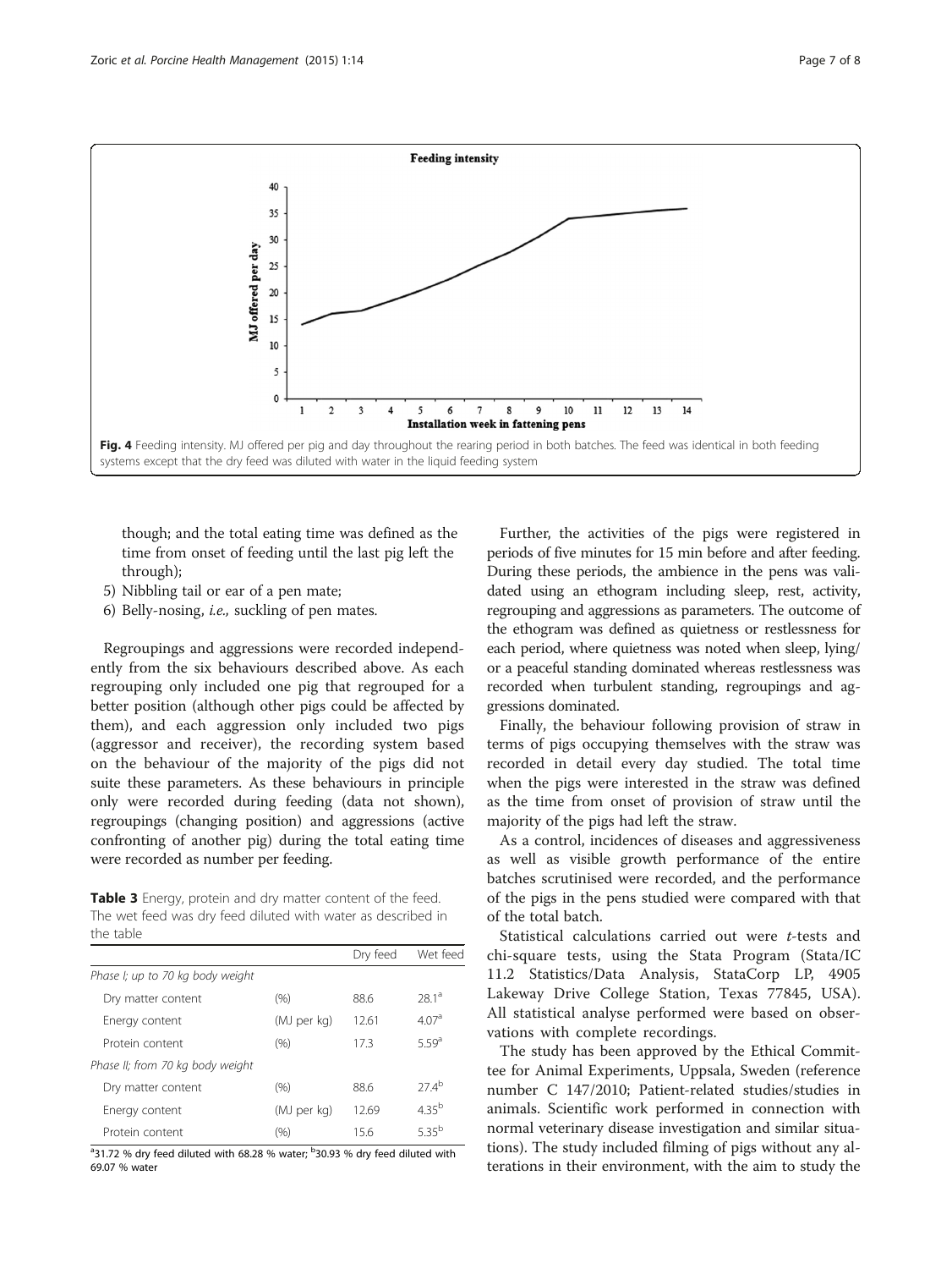**Fig. 4** Feeding intensity. MJ offered per pig and day throughout the rearing period in both batches. The feed was identical in both feeding systems except that the dry feed was diluted with water in the liquid feeding system

though; and the total eating time was defined as the time from onset of feeding until the last pig left the through);

5) Nibbling tail or ear of a pen mate;
6) Belly-nosing, *i.e.,* suckling of pen mates.

Regroupings and aggressions were recorded independently from the six behaviours described above. As each regrouping only included one pig that regrouped for a better position (although other pigs could be affected by them), and each aggression only included two pigs (aggressor and receiver), the recording system based on the behaviour of the majority of the pigs did not suite these parameters. As these behaviours in principle only were recorded during feeding (data not shown), regroupings (changing position) and aggressions (active confronting of another pig) during the total eating time were recorded as number per feeding.

**Table 3** Energy, protein and dry matter content of the feed. The wet feed was dry feed diluted with water as described in the table

| | | Dry feed | Wet feed |
|---|---|---|---|
| *Phase I; up to 70 kg body weight* | | | |
| Dry matter content | (%) | 88.6 | 28.1[a] |
| Energy content | (MJ per kg) | 12.61 | 4.07[a] |
| Protein content | (%) | 17.3 | 5.59[a] |
| *Phase II; from 70 kg body weight* | | | |
| Dry matter content | (%) | 88.6 | 27.4[b] |
| Energy content | (MJ per kg) | 12.69 | 4.35[b] |
| Protein content | (%) | 15.6 | 5.35[b] |

[a]31.72 % dry feed diluted with 68.28 % water; [b]30.93 % dry feed diluted with 69.07 % water

Further, the activities of the pigs were registered in periods of five minutes for 15 min before and after feeding. During these periods, the ambience in the pens was validated using an ethogram including sleep, rest, activity, regrouping and aggressions as parameters. The outcome of the ethogram was defined as quietness or restlessness for each period, where quietness was noted when sleep, lying/ or a peaceful standing dominated whereas restlessness was recorded when turbulent standing, regroupings and aggressions dominated.

Finally, the behaviour following provision of straw in terms of pigs occupying themselves with the straw was recorded in detail every day studied. The total time when the pigs were interested in the straw was defined as the time from onset of provision of straw until the majority of the pigs had left the straw.

As a control, incidences of diseases and aggressiveness as well as visible growth performance of the entire batches scrutinised were recorded, and the performance of the pigs in the pens studied were compared with that of the total batch.

Statistical calculations carried out were *t*-tests and chi-square tests, using the Stata Program (Stata/IC 11.2 Statistics/Data Analysis, StataCorp LP, 4905 Lakeway Drive College Station, Texas 77845, USA). All statistical analyse performed were based on observations with complete recordings.

The study has been approved by the Ethical Committee for Animal Experiments, Uppsala, Sweden (reference number C 147/2010; Patient-related studies/studies in animals. Scientific work performed in connection with normal veterinary disease investigation and similar situations). The study included filming of pigs without any alterations in their environment, with the aim to study the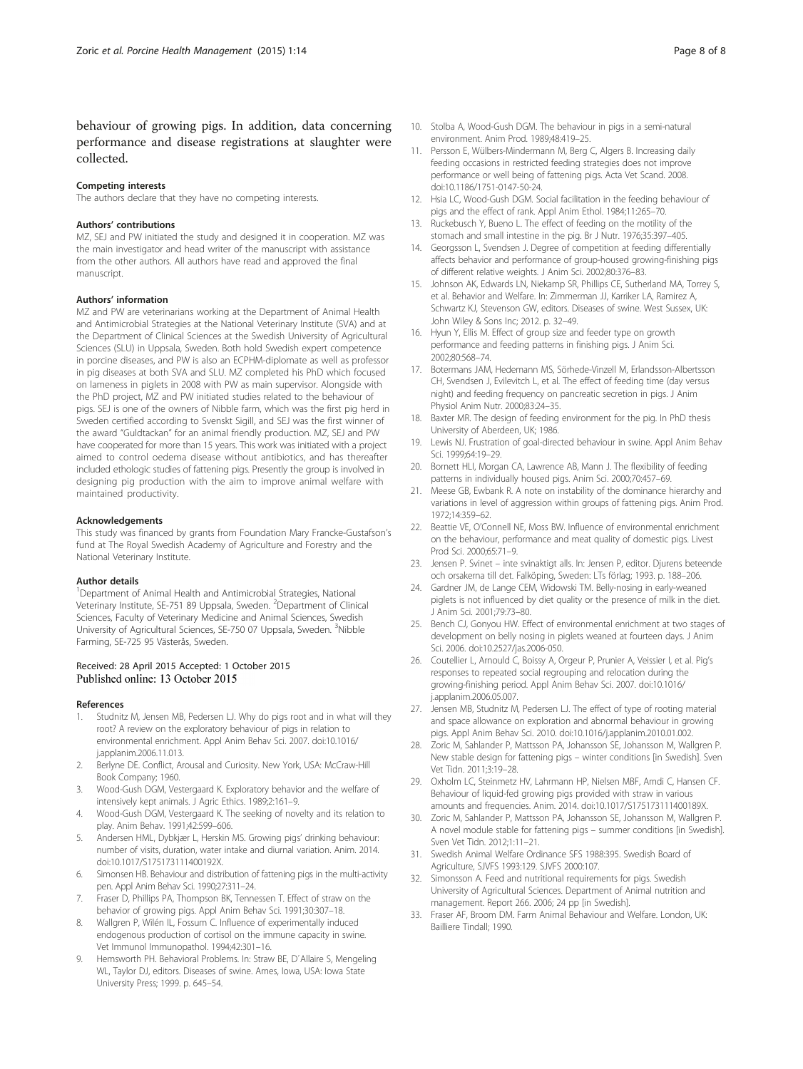behaviour of growing pigs. In addition, data concerning performance and disease registrations at slaughter were collected.

#### Competing interests

The authors declare that they have no competing interests.

#### Authors' contributions

MZ, SEJ and PW initiated the study and designed it in cooperation. MZ was the main investigator and head writer of the manuscript with assistance from the other authors. All authors have read and approved the final manuscript.

#### Authors' information

MZ and PW are veterinarians working at the Department of Animal Health and Antimicrobial Strategies at the National Veterinary Institute (SVA) and at the Department of Clinical Sciences at the Swedish University of Agricultural Sciences (SLU) in Uppsala, Sweden. Both hold Swedish expert competence in porcine diseases, and PW is also an ECPHM-diplomate as well as professor in pig diseases at both SVA and SLU. MZ completed his PhD which focused on lameness in piglets in 2008 with PW as main supervisor. Alongside with the PhD project, MZ and PW initiated studies related to the behaviour of pigs. SEJ is one of the owners of Nibble farm, which was the first pig herd in Sweden certified according to Svenskt Sigill, and SEJ was the first winner of the award "Guldtackan" for an animal friendly production. MZ, SEJ and PW have cooperated for more than 15 years. This work was initiated with a project aimed to control oedema disease without antibiotics, and has thereafter included ethologic studies of fattening pigs. Presently the group is involved in designing pig production with the aim to improve animal welfare with maintained productivity.

#### Acknowledgements

This study was financed by grants from Foundation Mary Francke-Gustafson's fund at The Royal Swedish Academy of Agriculture and Forestry and the National Veterinary Institute.

#### Author details

[1]Department of Animal Health and Antimicrobial Strategies, National Veterinary Institute, SE-751 89 Uppsala, Sweden. [2]Department of Clinical Sciences, Faculty of Veterinary Medicine and Animal Sciences, Swedish University of Agricultural Sciences, SE-750 07 Uppsala, Sweden. [3]Nibble Farming, SE-725 95 Västerås, Sweden.

Received: 28 April 2015 Accepted: 1 October 2015
Published online: 13 October 2015

#### References

1. Studnitz M, Jensen MB, Pedersen LJ. Why do pigs root and in what will they root? A review on the exploratory behaviour of pigs in relation to environmental enrichment. Appl Anim Behav Sci. 2007. doi:10.1016/j.applanim.2006.11.013.
2. Berlyne DE. Conflict, Arousal and Curiosity. New York, USA: McCraw-Hill Book Company; 1960.
3. Wood-Gush DGM, Vestergaard K. Exploratory behavior and the welfare of intensively kept animals. J Agric Ethics. 1989;2:161–9.
4. Wood-Gush DGM, Vestergaard K. The seeking of novelty and its relation to play. Anim Behav. 1991;42:599–606.
5. Andersen HML, Dybkjær L, Herskin MS. Growing pigs' drinking behaviour: number of visits, duration, water intake and diurnal variation. Anim. 2014. doi:10.1017/S175173111400192X.
6. Simonsen HB. Behaviour and distribution of fattening pigs in the multi-activity pen. Appl Anim Behav Sci. 1990;27:311–24.
7. Fraser D, Phillips PA, Thompson BK, Tennessen T. Effect of straw on the behavior of growing pigs. Appl Anim Behav Sci. 1991;30:307–18.
8. Wallgren P, Wilén IL, Fossum C. Influence of experimentally induced endogenous production of cortisol on the immune capacity in swine. Vet Immunol Immunopathol. 1994;42:301–16.
9. Hemsworth PH. Behavioral Problems. In: Straw BE, D´Allaire S, Mengeling WL, Taylor DJ, editors. Diseases of swine. Ames, Iowa, USA: Iowa State University Press; 1999. p. 645–54.
10. Stolba A, Wood-Gush DGM. The behaviour in pigs in a semi-natural environment. Anim Prod. 1989;48:419–25.
11. Persson E, Wülbers-Mindermann M, Berg C, Algers B. Increasing daily feeding occasions in restricted feeding strategies does not improve performance or well being of fattening pigs. Acta Vet Scand. 2008. doi:10.1186/1751-0147-50-24.
12. Hsia LC, Wood-Gush DGM. Social facilitation in the feeding behaviour of pigs and the effect of rank. Appl Anim Ethol. 1984;11:265–70.
13. Ruckebusch Y, Bueno L. The effect of feeding on the motility of the stomach and small intestine in the pig. Br J Nutr. 1976;35:397–405.
14. Georgsson L, Svendsen J. Degree of competition at feeding differentially affects behavior and performance of group-housed growing-finishing pigs of different relative weights. J Anim Sci. 2002;80:376–83.
15. Johnson AK, Edwards LN, Niekamp SR, Phillips CE, Sutherland MA, Torrey S, et al. Behavior and Welfare. In: Zimmerman JJ, Karriker LA, Ramirez A, Schwartz KJ, Stevenson GW, editors. Diseases of swine. West Sussex, UK: John Wiley & Sons Inc; 2012. p. 32–49.
16. Hyun Y, Ellis M. Effect of group size and feeder type on growth performance and feeding patterns in finishing pigs. J Anim Sci. 2002;80:568–74.
17. Botermans JAM, Hedemann MS, Sörhede-Vinzell M, Erlandsson-Albertsson CH, Svendsen J, Evilevitch L, et al. The effect of feeding time (day versus night) and feeding frequency on pancreatic secretion in pigs. J Anim Physiol Anim Nutr. 2000;83:24–35.
18. Baxter MR. The design of feeding environment for the pig. In PhD thesis University of Aberdeen, UK; 1986.
19. Lewis NJ. Frustration of goal-directed behaviour in swine. Appl Anim Behav Sci. 1999;64:19–29.
20. Bornett HLI, Morgan CA, Lawrence AB, Mann J. The flexibility of feeding patterns in individually housed pigs. Anim Sci. 2000;70:457–69.
21. Meese GB, Ewbank R. A note on instability of the dominance hierarchy and variations in level of aggression within groups of fattening pigs. Anim Prod. 1972;14:359–62.
22. Beattie VE, O'Connell NE, Moss BW. Influence of environmental enrichment on the behaviour, performance and meat quality of domestic pigs. Livest Prod Sci. 2000;65:71–9.
23. Jensen P. Svinet – inte svinaktigt alls. In: Jensen P, editor. Djurens beteende och orsakerna till det. Falköping, Sweden: LTs förlag; 1993. p. 188–206.
24. Gardner JM, de Lange CEM, Widowski TM. Belly-nosing in early-weaned piglets is not influenced by diet quality or the presence of milk in the diet. J Anim Sci. 2001;79:73–80.
25. Bench CJ, Gonyou HW. Effect of environmental enrichment at two stages of development on belly nosing in piglets weaned at fourteen days. J Anim Sci. 2006. doi:10.2527/jas.2006-050.
26. Coutellier L, Arnould C, Boissy A, Orgeur P, Prunier A, Veissier I, et al. Pig's responses to repeated social regrouping and relocation during the growing-finishing period. Appl Anim Behav Sci. 2007. doi:10.1016/j.applanim.2006.05.007.
27. Jensen MB, Studnitz M, Pedersen LJ. The effect of type of rooting material and space allowance on exploration and abnormal behaviour in growing pigs. Appl Anim Behav Sci. 2010. doi:10.1016/j.applanim.2010.01.002.
28. Zoric M, Sahlander P, Mattsson PA, Johansson SE, Johansson M, Wallgren P. New stable design for fattening pigs – winter conditions [in Swedish]. Sven Vet Tidn. 2011;3:19–28.
29. Oxholm LC, Steinmetz HV, Lahrmann HP, Nielsen MBF, Amdi C, Hansen CF. Behaviour of liquid-fed growing pigs provided with straw in various amounts and frequencies. Anim. 2014. doi:10.1017/S175173111400189X.
30. Zoric M, Sahlander P, Mattsson PA, Johansson SE, Johansson M, Wallgren P. A novel module stable for fattening pigs – summer conditions [in Swedish]. Sven Vet Tidn. 2012;1:11–21.
31. Swedish Animal Welfare Ordinance SFS 1988:395. Swedish Board of Agriculture, SJVFS 1993:129. SJVFS 2000:107.
32. Simonsson A. Feed and nutritional requirements for pigs. Swedish University of Agricultural Sciences. Department of Animal nutrition and management. Report 266. 2006; 24 pp [in Swedish].
33. Fraser AF, Broom DM. Farm Animal Behaviour and Welfare. London, UK: Bailliere Tindall; 1990.